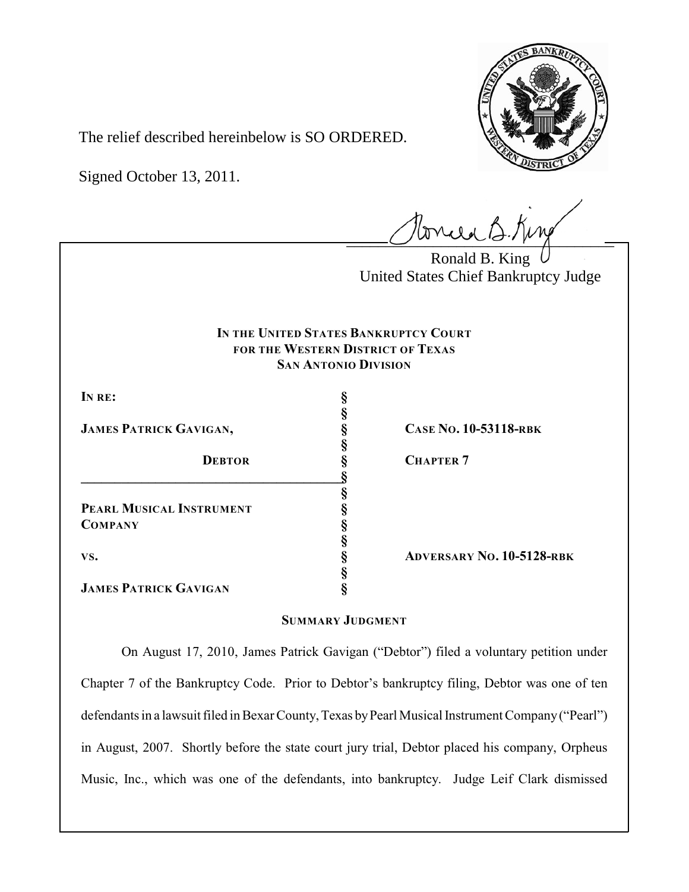The relief described hereinbelow is SO ORDERED.

Signed October 13, 2011.

Ronald B. King
United States Chief Bankruptcy Judge

**IN THE UNITED STATES BANKRUPTCY COURT**
**FOR THE WESTERN DISTRICT OF TEXAS**
**SAN ANTONIO DIVISION**

| | | |
|---|---|---|
| **IN RE:** | § | |
| | § | |
| **JAMES PATRICK GAVIGAN,** | § | **CASE NO. 10-53118-RBK** |
| | § | |
| **DEBTOR** | § | **CHAPTER 7** |
| | § | |
| | § | |
| **PEARL MUSICAL INSTRUMENT COMPANY** | § | |
| | § | |
| **VS.** | § | **ADVERSARY NO. 10-5128-RBK** |
| | § | |
| **JAMES PATRICK GAVIGAN** | § | |

**SUMMARY JUDGMENT**

On August 17, 2010, James Patrick Gavigan ("Debtor") filed a voluntary petition under Chapter 7 of the Bankruptcy Code. Prior to Debtor's bankruptcy filing, Debtor was one of ten defendants in a lawsuit filed in Bexar County, Texas by Pearl Musical Instrument Company ("Pearl") in August, 2007. Shortly before the state court jury trial, Debtor placed his company, Orpheus Music, Inc., which was one of the defendants, into bankruptcy. Judge Leif Clark dismissed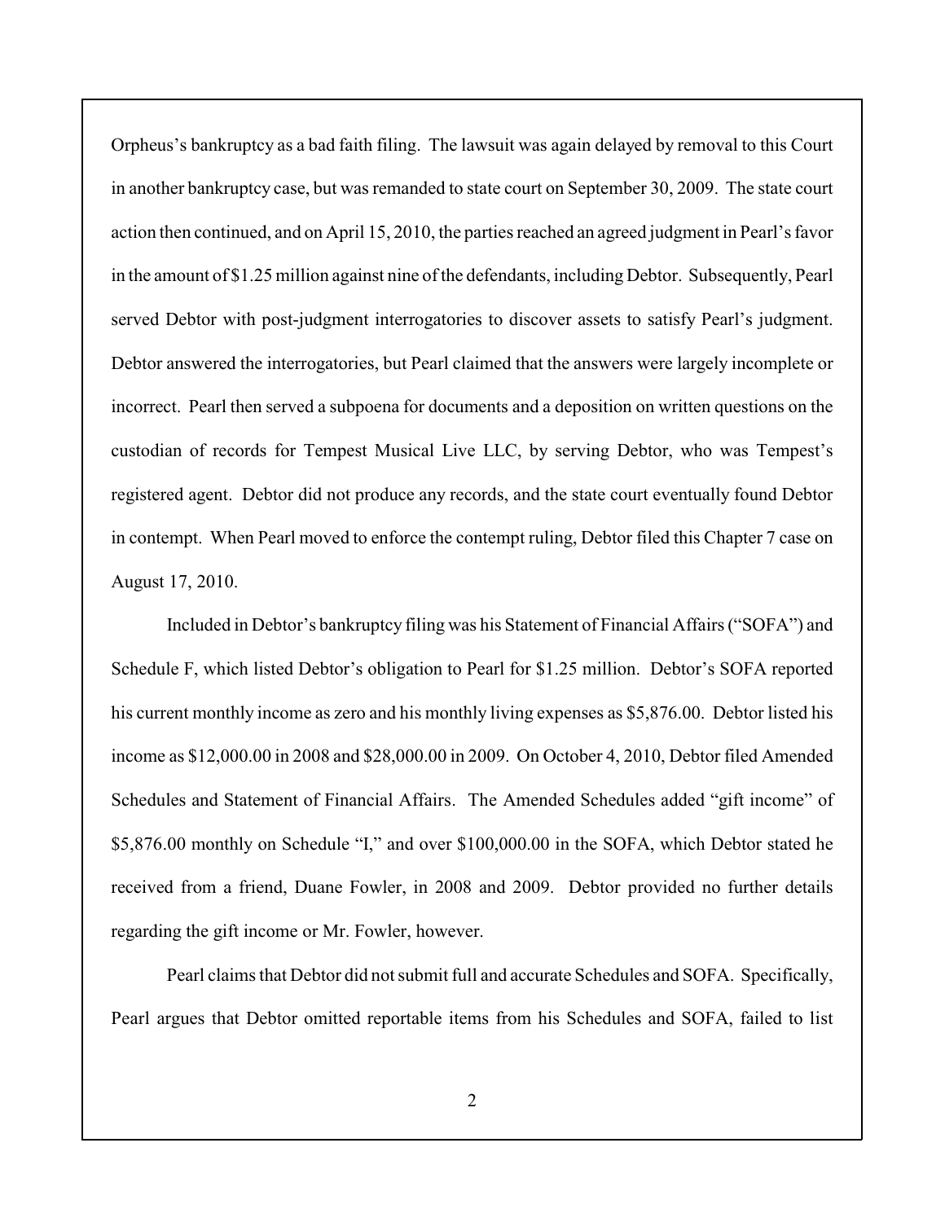Orpheus's bankruptcy as a bad faith filing. The lawsuit was again delayed by removal to this Court in another bankruptcy case, but was remanded to state court on September 30, 2009. The state court action then continued, and on April 15, 2010, the parties reached an agreed judgment in Pearl's favor in the amount of $1.25 million against nine of the defendants, including Debtor. Subsequently, Pearl served Debtor with post-judgment interrogatories to discover assets to satisfy Pearl's judgment. Debtor answered the interrogatories, but Pearl claimed that the answers were largely incomplete or incorrect. Pearl then served a subpoena for documents and a deposition on written questions on the custodian of records for Tempest Musical Live LLC, by serving Debtor, who was Tempest's registered agent. Debtor did not produce any records, and the state court eventually found Debtor in contempt. When Pearl moved to enforce the contempt ruling, Debtor filed this Chapter 7 case on August 17, 2010.

Included in Debtor's bankruptcy filing was his Statement of Financial Affairs ("SOFA") and Schedule F, which listed Debtor's obligation to Pearl for $1.25 million. Debtor's SOFA reported his current monthly income as zero and his monthly living expenses as $5,876.00. Debtor listed his income as $12,000.00 in 2008 and $28,000.00 in 2009. On October 4, 2010, Debtor filed Amended Schedules and Statement of Financial Affairs. The Amended Schedules added "gift income" of $5,876.00 monthly on Schedule "I," and over $100,000.00 in the SOFA, which Debtor stated he received from a friend, Duane Fowler, in 2008 and 2009. Debtor provided no further details regarding the gift income or Mr. Fowler, however.

Pearl claims that Debtor did not submit full and accurate Schedules and SOFA. Specifically, Pearl argues that Debtor omitted reportable items from his Schedules and SOFA, failed to list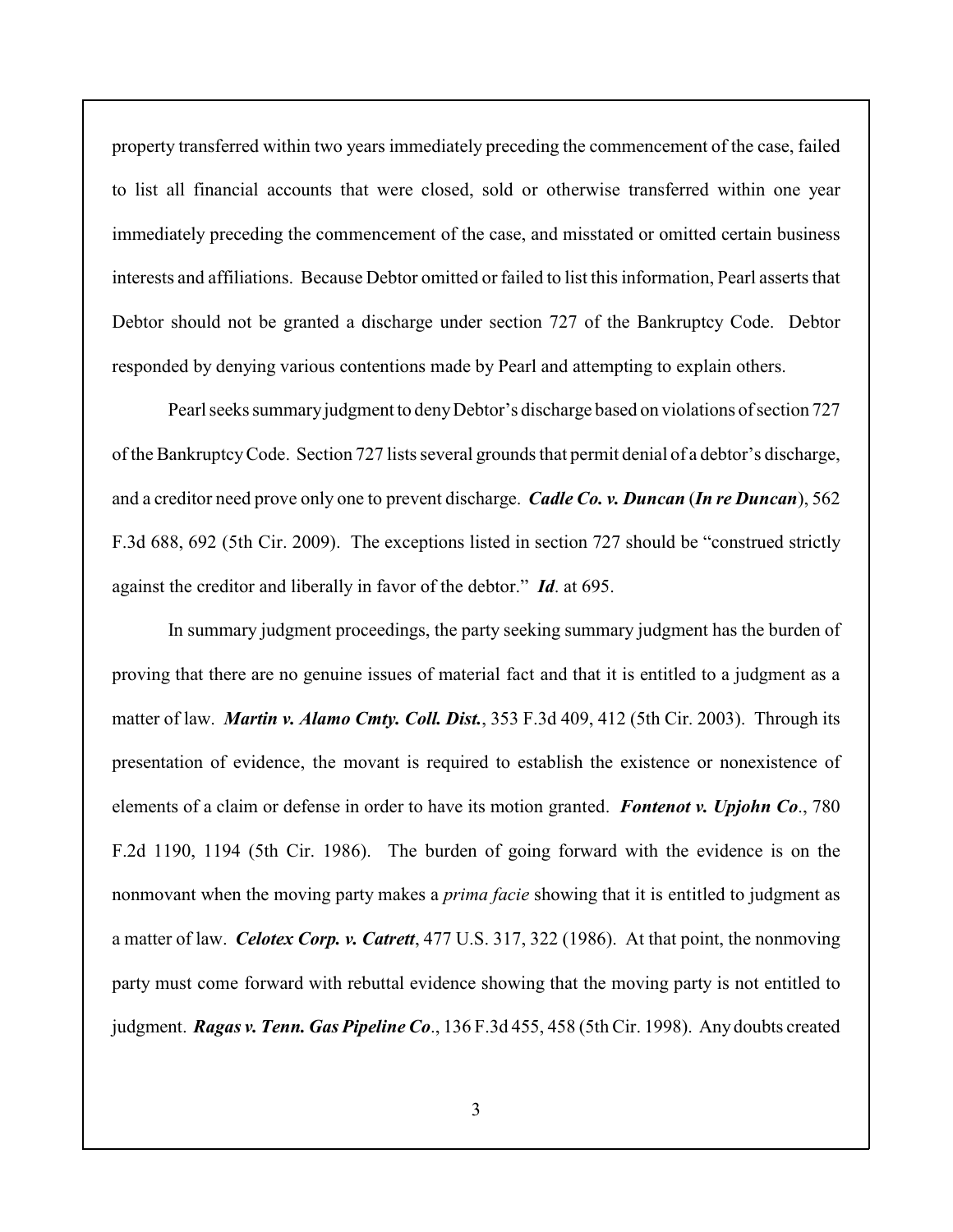property transferred within two years immediately preceding the commencement of the case, failed to list all financial accounts that were closed, sold or otherwise transferred within one year immediately preceding the commencement of the case, and misstated or omitted certain business interests and affiliations. Because Debtor omitted or failed to list this information, Pearl asserts that Debtor should not be granted a discharge under section 727 of the Bankruptcy Code. Debtor responded by denying various contentions made by Pearl and attempting to explain others.

Pearl seeks summary judgment to deny Debtor's discharge based on violations of section 727 of the Bankruptcy Code. Section 727 lists several grounds that permit denial of a debtor's discharge, and a creditor need prove only one to prevent discharge. ***Cadle Co. v. Duncan*** (***In re Duncan***), 562 F.3d 688, 692 (5th Cir. 2009). The exceptions listed in section 727 should be "construed strictly against the creditor and liberally in favor of the debtor." ***Id***. at 695.

In summary judgment proceedings, the party seeking summary judgment has the burden of proving that there are no genuine issues of material fact and that it is entitled to a judgment as a matter of law. ***Martin v. Alamo Cmty. Coll. Dist.***, 353 F.3d 409, 412 (5th Cir. 2003). Through its presentation of evidence, the movant is required to establish the existence or nonexistence of elements of a claim or defense in order to have its motion granted. ***Fontenot v. Upjohn Co***., 780 F.2d 1190, 1194 (5th Cir. 1986). The burden of going forward with the evidence is on the nonmovant when the moving party makes a *prima facie* showing that it is entitled to judgment as a matter of law. ***Celotex Corp. v. Catrett***, 477 U.S. 317, 322 (1986). At that point, the nonmoving party must come forward with rebuttal evidence showing that the moving party is not entitled to judgment. ***Ragas v. Tenn. Gas Pipeline Co***., 136 F.3d 455, 458 (5th Cir. 1998). Any doubts created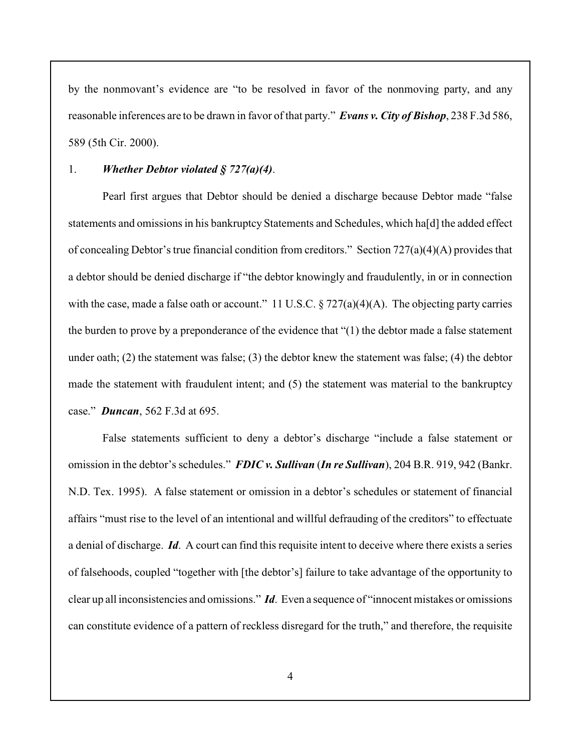by the nonmovant's evidence are "to be resolved in favor of the nonmoving party, and any reasonable inferences are to be drawn in favor of that party." ***Evans v. City of Bishop***, 238 F.3d 586, 589 (5th Cir. 2000).

1. ***Whether Debtor violated § 727(a)(4)***.

Pearl first argues that Debtor should be denied a discharge because Debtor made "false statements and omissions in his bankruptcy Statements and Schedules, which ha[d] the added effect of concealing Debtor's true financial condition from creditors." Section 727(a)(4)(A) provides that a debtor should be denied discharge if "the debtor knowingly and fraudulently, in or in connection with the case, made a false oath or account." 11 U.S.C. § 727(a)(4)(A). The objecting party carries the burden to prove by a preponderance of the evidence that "(1) the debtor made a false statement under oath; (2) the statement was false; (3) the debtor knew the statement was false; (4) the debtor made the statement with fraudulent intent; and (5) the statement was material to the bankruptcy case." ***Duncan***, 562 F.3d at 695.

False statements sufficient to deny a debtor's discharge "include a false statement or omission in the debtor's schedules." ***FDIC v. Sullivan*** (***In re Sullivan***), 204 B.R. 919, 942 (Bankr. N.D. Tex. 1995). A false statement or omission in a debtor's schedules or statement of financial affairs "must rise to the level of an intentional and willful defrauding of the creditors" to effectuate a denial of discharge. ***Id***. A court can find this requisite intent to deceive where there exists a series of falsehoods, coupled "together with [the debtor's] failure to take advantage of the opportunity to clear up all inconsistencies and omissions." ***Id***. Even a sequence of "innocent mistakes or omissions can constitute evidence of a pattern of reckless disregard for the truth," and therefore, the requisite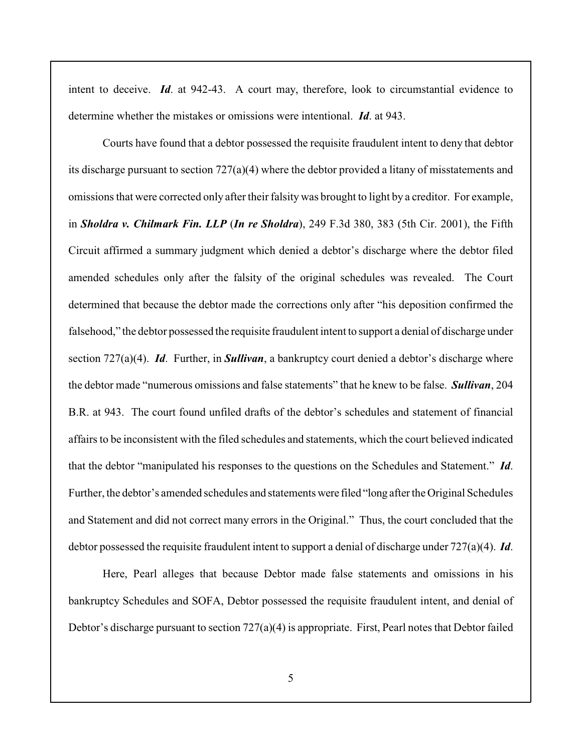intent to deceive. ***Id***. at 942-43. A court may, therefore, look to circumstantial evidence to determine whether the mistakes or omissions were intentional. ***Id***. at 943.

Courts have found that a debtor possessed the requisite fraudulent intent to deny that debtor its discharge pursuant to section 727(a)(4) where the debtor provided a litany of misstatements and omissions that were corrected only after their falsity was brought to light by a creditor. For example, in ***Sholdra v. Chilmark Fin. LLP*** (***In re Sholdra***), 249 F.3d 380, 383 (5th Cir. 2001), the Fifth Circuit affirmed a summary judgment which denied a debtor's discharge where the debtor filed amended schedules only after the falsity of the original schedules was revealed. The Court determined that because the debtor made the corrections only after "his deposition confirmed the falsehood," the debtor possessed the requisite fraudulent intent to support a denial of discharge under section 727(a)(4). ***Id***. Further, in ***Sullivan***, a bankruptcy court denied a debtor's discharge where the debtor made "numerous omissions and false statements" that he knew to be false. ***Sullivan***, 204 B.R. at 943. The court found unfiled drafts of the debtor's schedules and statement of financial affairs to be inconsistent with the filed schedules and statements, which the court believed indicated that the debtor "manipulated his responses to the questions on the Schedules and Statement." ***Id***. Further, the debtor's amended schedules and statements were filed "long after the Original Schedules and Statement and did not correct many errors in the Original." Thus, the court concluded that the debtor possessed the requisite fraudulent intent to support a denial of discharge under 727(a)(4). ***Id***.

Here, Pearl alleges that because Debtor made false statements and omissions in his bankruptcy Schedules and SOFA, Debtor possessed the requisite fraudulent intent, and denial of Debtor's discharge pursuant to section 727(a)(4) is appropriate. First, Pearl notes that Debtor failed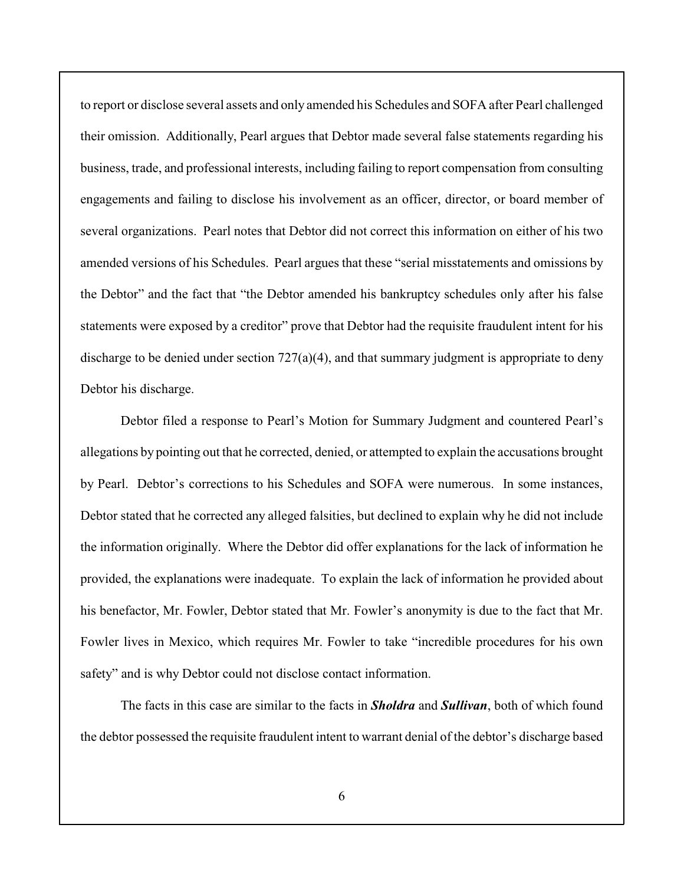to report or disclose several assets and only amended his Schedules and SOFA after Pearl challenged their omission. Additionally, Pearl argues that Debtor made several false statements regarding his business, trade, and professional interests, including failing to report compensation from consulting engagements and failing to disclose his involvement as an officer, director, or board member of several organizations. Pearl notes that Debtor did not correct this information on either of his two amended versions of his Schedules. Pearl argues that these "serial misstatements and omissions by the Debtor" and the fact that "the Debtor amended his bankruptcy schedules only after his false statements were exposed by a creditor" prove that Debtor had the requisite fraudulent intent for his discharge to be denied under section 727(a)(4), and that summary judgment is appropriate to deny Debtor his discharge.

Debtor filed a response to Pearl's Motion for Summary Judgment and countered Pearl's allegations by pointing out that he corrected, denied, or attempted to explain the accusations brought by Pearl. Debtor's corrections to his Schedules and SOFA were numerous. In some instances, Debtor stated that he corrected any alleged falsities, but declined to explain why he did not include the information originally. Where the Debtor did offer explanations for the lack of information he provided, the explanations were inadequate. To explain the lack of information he provided about his benefactor, Mr. Fowler, Debtor stated that Mr. Fowler's anonymity is due to the fact that Mr. Fowler lives in Mexico, which requires Mr. Fowler to take "incredible procedures for his own safety" and is why Debtor could not disclose contact information.

The facts in this case are similar to the facts in ***Sholdra*** and ***Sullivan***, both of which found the debtor possessed the requisite fraudulent intent to warrant denial of the debtor's discharge based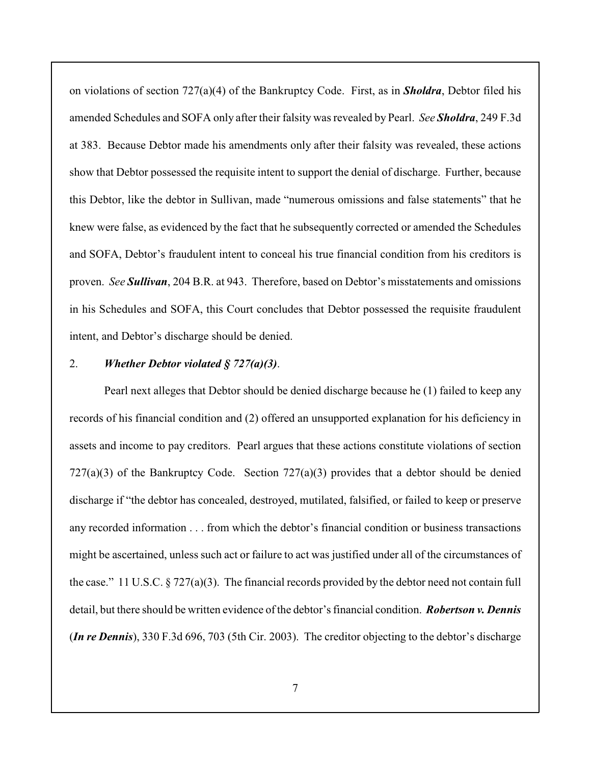on violations of section 727(a)(4) of the Bankruptcy Code. First, as in ***Sholdra***, Debtor filed his amended Schedules and SOFA only after their falsity was revealed by Pearl. *See* ***Sholdra***, 249 F.3d at 383. Because Debtor made his amendments only after their falsity was revealed, these actions show that Debtor possessed the requisite intent to support the denial of discharge. Further, because this Debtor, like the debtor in Sullivan, made "numerous omissions and false statements" that he knew were false, as evidenced by the fact that he subsequently corrected or amended the Schedules and SOFA, Debtor's fraudulent intent to conceal his true financial condition from his creditors is proven. *See* ***Sullivan***, 204 B.R. at 943. Therefore, based on Debtor's misstatements and omissions in his Schedules and SOFA, this Court concludes that Debtor possessed the requisite fraudulent intent, and Debtor's discharge should be denied.

2. ***Whether Debtor violated § 727(a)(3)***.

Pearl next alleges that Debtor should be denied discharge because he (1) failed to keep any records of his financial condition and (2) offered an unsupported explanation for his deficiency in assets and income to pay creditors. Pearl argues that these actions constitute violations of section 727(a)(3) of the Bankruptcy Code. Section 727(a)(3) provides that a debtor should be denied discharge if "the debtor has concealed, destroyed, mutilated, falsified, or failed to keep or preserve any recorded information . . . from which the debtor's financial condition or business transactions might be ascertained, unless such act or failure to act was justified under all of the circumstances of the case." 11 U.S.C. § 727(a)(3). The financial records provided by the debtor need not contain full detail, but there should be written evidence of the debtor's financial condition. ***Robertson v. Dennis*** (***In re Dennis***), 330 F.3d 696, 703 (5th Cir. 2003). The creditor objecting to the debtor's discharge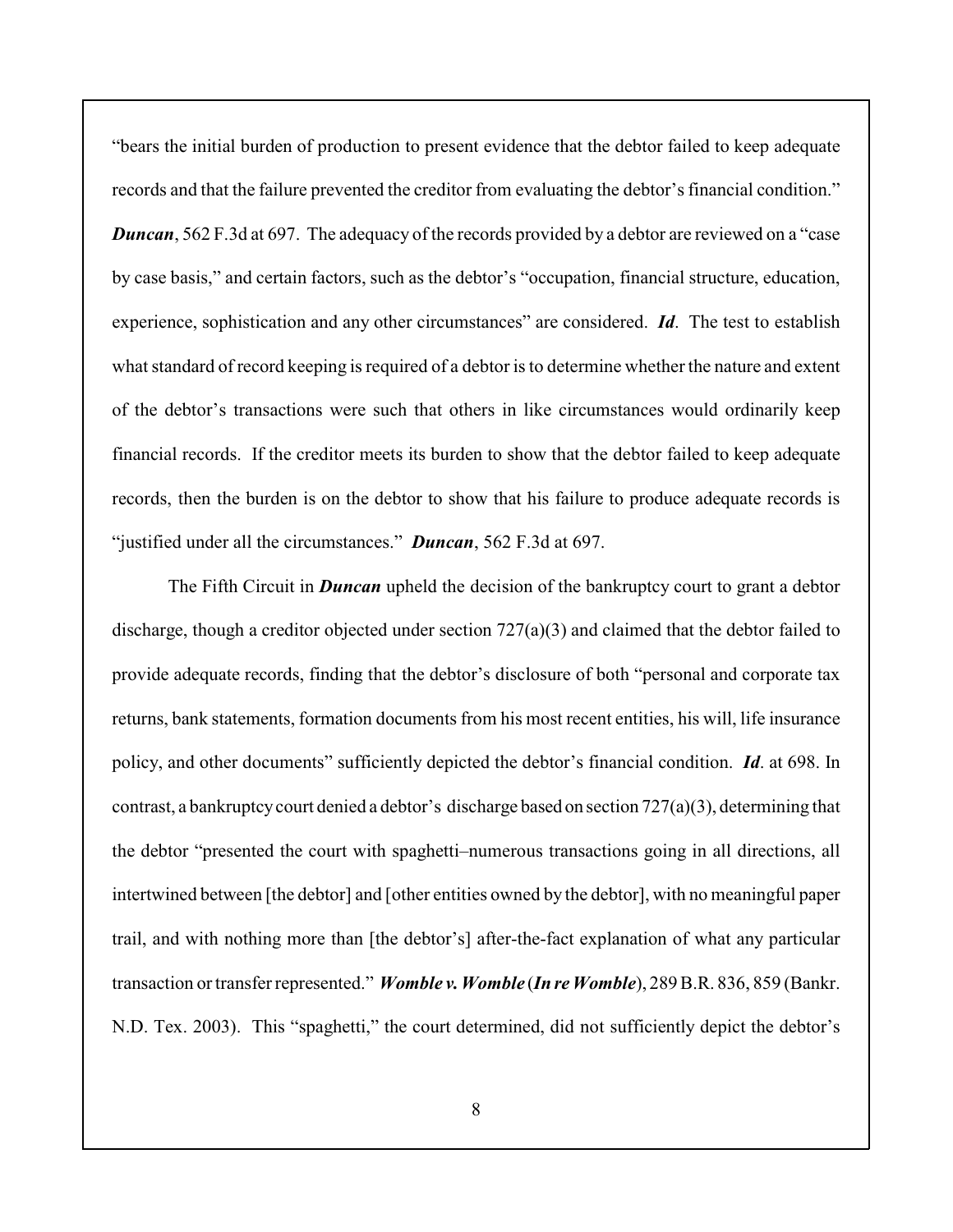"bears the initial burden of production to present evidence that the debtor failed to keep adequate records and that the failure prevented the creditor from evaluating the debtor's financial condition." ***Duncan***, 562 F.3d at 697. The adequacy of the records provided by a debtor are reviewed on a "case by case basis," and certain factors, such as the debtor's "occupation, financial structure, education, experience, sophistication and any other circumstances" are considered. ***Id***. The test to establish what standard of record keeping is required of a debtor is to determine whether the nature and extent of the debtor's transactions were such that others in like circumstances would ordinarily keep financial records. If the creditor meets its burden to show that the debtor failed to keep adequate records, then the burden is on the debtor to show that his failure to produce adequate records is "justified under all the circumstances." ***Duncan***, 562 F.3d at 697.

The Fifth Circuit in ***Duncan*** upheld the decision of the bankruptcy court to grant a debtor discharge, though a creditor objected under section 727(a)(3) and claimed that the debtor failed to provide adequate records, finding that the debtor's disclosure of both "personal and corporate tax returns, bank statements, formation documents from his most recent entities, his will, life insurance policy, and other documents" sufficiently depicted the debtor's financial condition. ***Id***. at 698. In contrast, a bankruptcy court denied a debtor's discharge based on section 727(a)(3), determining that the debtor "presented the court with spaghetti–numerous transactions going in all directions, all intertwined between [the debtor] and [other entities owned by the debtor], with no meaningful paper trail, and with nothing more than [the debtor's] after-the-fact explanation of what any particular transaction or transfer represented." ***Womble v. Womble*** (***In re Womble***), 289 B.R. 836, 859 (Bankr. N.D. Tex. 2003). This "spaghetti," the court determined, did not sufficiently depict the debtor's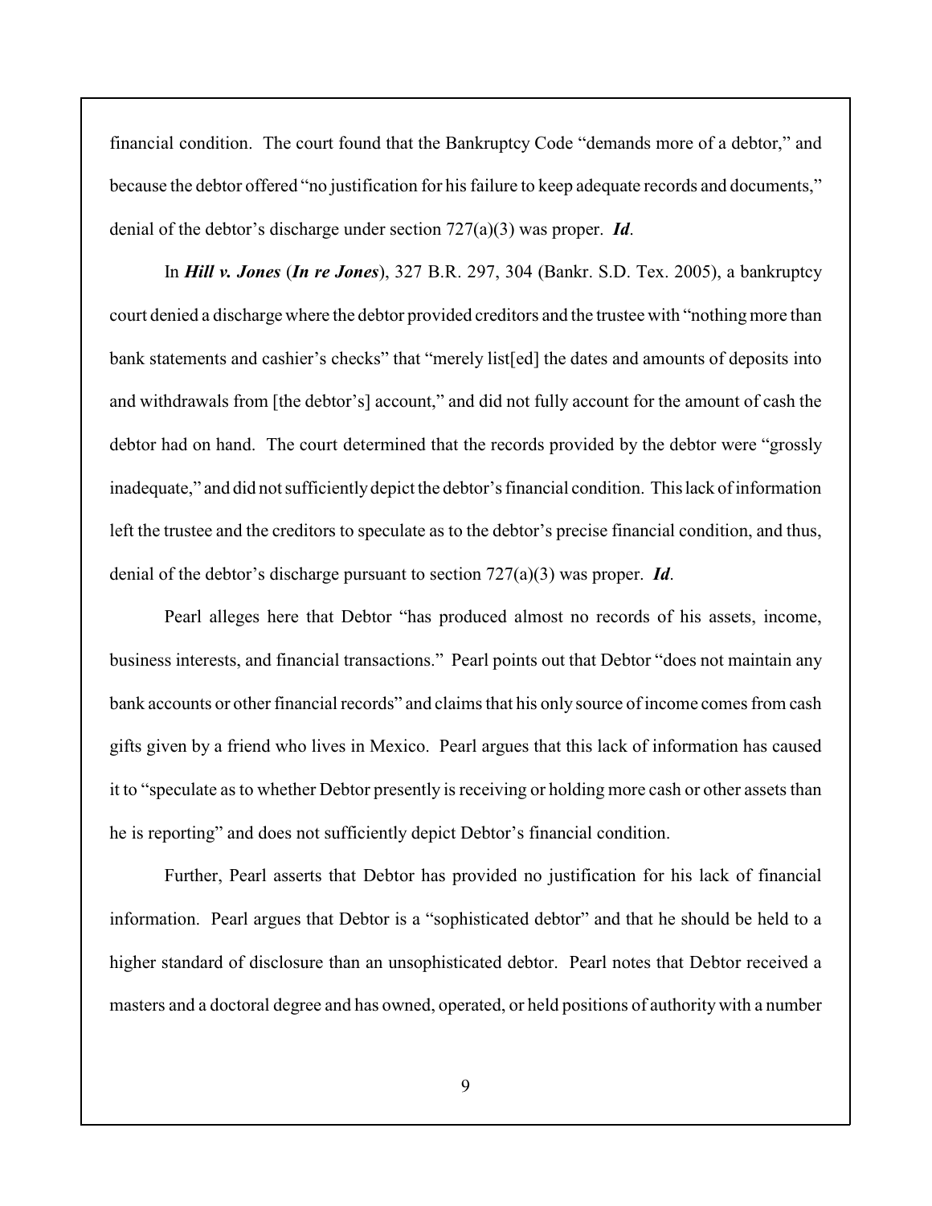financial condition. The court found that the Bankruptcy Code "demands more of a debtor," and because the debtor offered "no justification for his failure to keep adequate records and documents," denial of the debtor's discharge under section 727(a)(3) was proper. ***Id***.

In ***Hill v. Jones*** (***In re Jones***), 327 B.R. 297, 304 (Bankr. S.D. Tex. 2005), a bankruptcy court denied a discharge where the debtor provided creditors and the trustee with "nothing more than bank statements and cashier's checks" that "merely list[ed] the dates and amounts of deposits into and withdrawals from [the debtor's] account," and did not fully account for the amount of cash the debtor had on hand. The court determined that the records provided by the debtor were "grossly inadequate," and did not sufficiently depict the debtor's financial condition. This lack of information left the trustee and the creditors to speculate as to the debtor's precise financial condition, and thus, denial of the debtor's discharge pursuant to section 727(a)(3) was proper. ***Id***.

Pearl alleges here that Debtor "has produced almost no records of his assets, income, business interests, and financial transactions." Pearl points out that Debtor "does not maintain any bank accounts or other financial records" and claims that his only source of income comes from cash gifts given by a friend who lives in Mexico. Pearl argues that this lack of information has caused it to "speculate as to whether Debtor presently is receiving or holding more cash or other assets than he is reporting" and does not sufficiently depict Debtor's financial condition.

Further, Pearl asserts that Debtor has provided no justification for his lack of financial information. Pearl argues that Debtor is a "sophisticated debtor" and that he should be held to a higher standard of disclosure than an unsophisticated debtor. Pearl notes that Debtor received a masters and a doctoral degree and has owned, operated, or held positions of authority with a number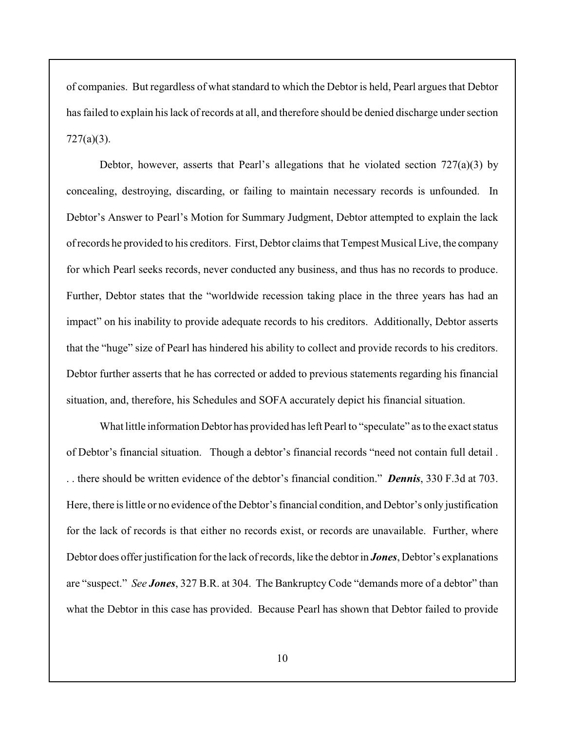of companies. But regardless of what standard to which the Debtor is held, Pearl argues that Debtor has failed to explain his lack of records at all, and therefore should be denied discharge under section 727(a)(3).

Debtor, however, asserts that Pearl's allegations that he violated section 727(a)(3) by concealing, destroying, discarding, or failing to maintain necessary records is unfounded. In Debtor's Answer to Pearl's Motion for Summary Judgment, Debtor attempted to explain the lack of records he provided to his creditors. First, Debtor claims that Tempest Musical Live, the company for which Pearl seeks records, never conducted any business, and thus has no records to produce. Further, Debtor states that the "worldwide recession taking place in the three years has had an impact" on his inability to provide adequate records to his creditors. Additionally, Debtor asserts that the "huge" size of Pearl has hindered his ability to collect and provide records to his creditors. Debtor further asserts that he has corrected or added to previous statements regarding his financial situation, and, therefore, his Schedules and SOFA accurately depict his financial situation.

What little information Debtor has provided has left Pearl to "speculate" as to the exact status of Debtor's financial situation. Though a debtor's financial records "need not contain full detail . . . there should be written evidence of the debtor's financial condition." ***Dennis***, 330 F.3d at 703. Here, there is little or no evidence of the Debtor's financial condition, and Debtor's only justification for the lack of records is that either no records exist, or records are unavailable. Further, where Debtor does offer justification for the lack of records, like the debtor in ***Jones***, Debtor's explanations are "suspect." *See **Jones***, 327 B.R. at 304. The Bankruptcy Code "demands more of a debtor" than what the Debtor in this case has provided. Because Pearl has shown that Debtor failed to provide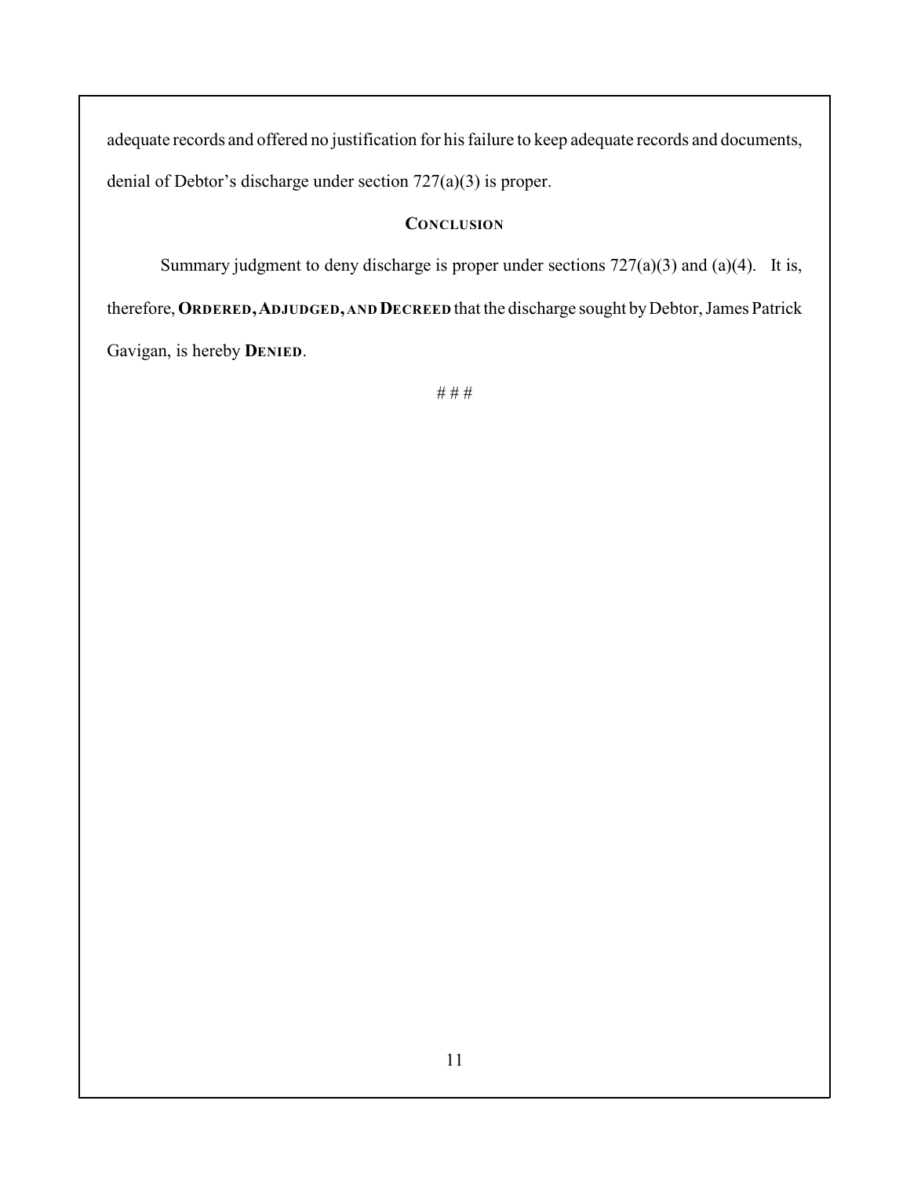adequate records and offered no justification for his failure to keep adequate records and documents, denial of Debtor's discharge under section 727(a)(3) is proper.

## CONCLUSION

Summary judgment to deny discharge is proper under sections 727(a)(3) and (a)(4). It is, therefore, **ORDERED, ADJUDGED, AND DECREED** that the discharge sought by Debtor, James Patrick Gavigan, is hereby **DENIED**.

# # #